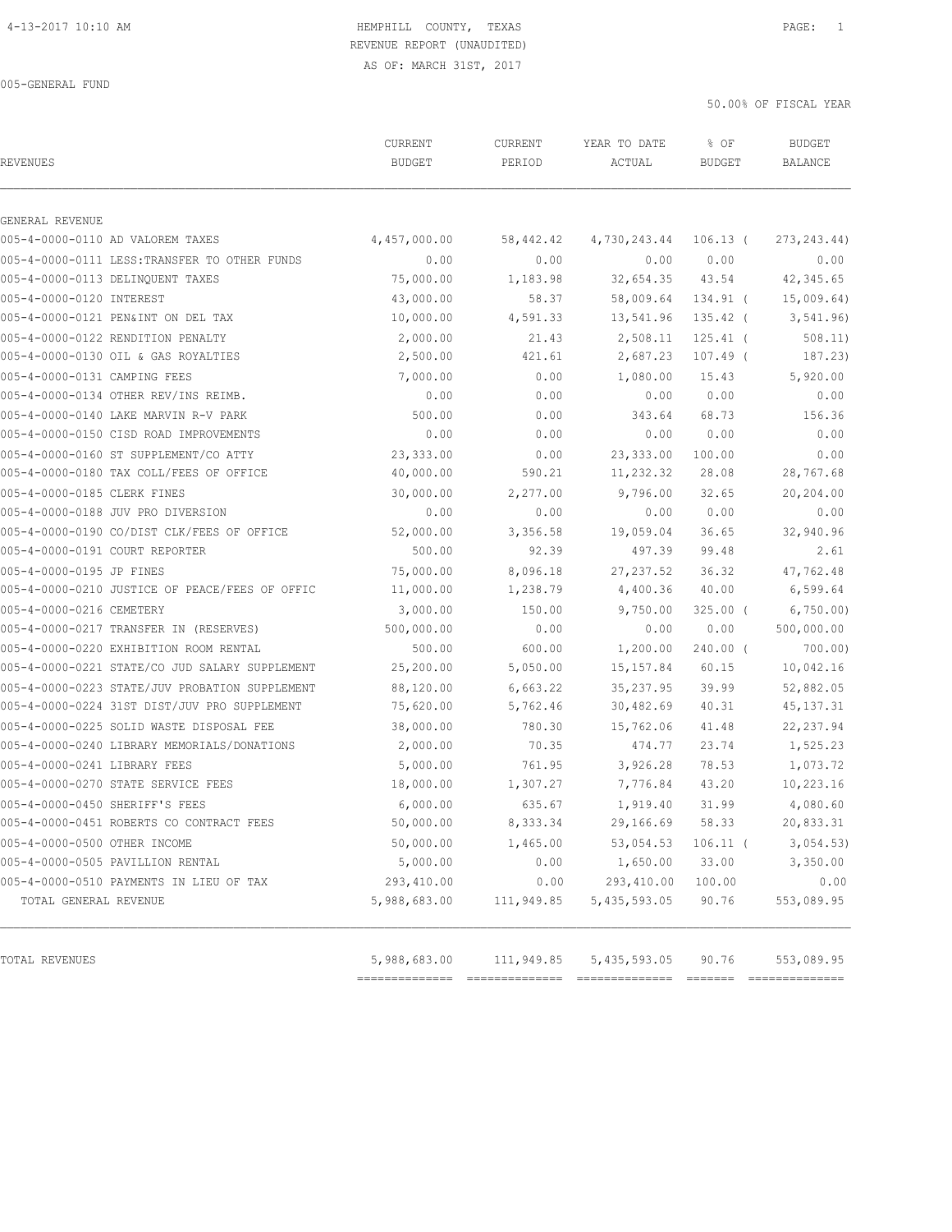# HEMPHILL COUNTY, TEXAS
## REVENUE REPORT (UNAUDITED)
### AS OF: MARCH 31ST, 2017

4-13-2017 10:10 AM

005-GENERAL FUND

50.00% OF FISCAL YEAR

| REVENUES | CURRENT BUDGET | CURRENT PERIOD | YEAR TO DATE ACTUAL | % OF BUDGET | BUDGET BALANCE |
|---|---|---|---|---|---|
| GENERAL REVENUE | | | | | |
| 005-4-0000-0110 AD VALOREM TAXES | 4,457,000.00 | 58,442.42 | 4,730,243.44 | 106.13 | ( 273,243.44) |
| 005-4-0000-0111 LESS:TRANSFER TO OTHER FUNDS | 0.00 | 0.00 | 0.00 | 0.00 | 0.00 |
| 005-4-0000-0113 DELINQUENT TAXES | 75,000.00 | 1,183.98 | 32,654.35 | 43.54 | 42,345.65 |
| 005-4-0000-0120 INTEREST | 43,000.00 | 58.37 | 58,009.64 | 134.91 | ( 15,009.64) |
| 005-4-0000-0121 PEN&INT ON DEL TAX | 10,000.00 | 4,591.33 | 13,541.96 | 135.42 | ( 3,541.96) |
| 005-4-0000-0122 RENDITION PENALTY | 2,000.00 | 21.43 | 2,508.11 | 125.41 | ( 508.11) |
| 005-4-0000-0130 OIL & GAS ROYALTIES | 2,500.00 | 421.61 | 2,687.23 | 107.49 | ( 187.23) |
| 005-4-0000-0131 CAMPING FEES | 7,000.00 | 0.00 | 1,080.00 | 15.43 | 5,920.00 |
| 005-4-0000-0134 OTHER REV/INS REIMB. | 0.00 | 0.00 | 0.00 | 0.00 | 0.00 |
| 005-4-0000-0140 LAKE MARVIN R-V PARK | 500.00 | 0.00 | 343.64 | 68.73 | 156.36 |
| 005-4-0000-0150 CISD ROAD IMPROVEMENTS | 0.00 | 0.00 | 0.00 | 0.00 | 0.00 |
| 005-4-0000-0160 ST SUPPLEMENT/CO ATTY | 23,333.00 | 0.00 | 23,333.00 | 100.00 | 0.00 |
| 005-4-0000-0180 TAX COLL/FEES OF OFFICE | 40,000.00 | 590.21 | 11,232.32 | 28.08 | 28,767.68 |
| 005-4-0000-0185 CLERK FINES | 30,000.00 | 2,277.00 | 9,796.00 | 32.65 | 20,204.00 |
| 005-4-0000-0188 JUV PRO DIVERSION | 0.00 | 0.00 | 0.00 | 0.00 | 0.00 |
| 005-4-0000-0190 CO/DIST CLK/FEES OF OFFICE | 52,000.00 | 3,356.58 | 19,059.04 | 36.65 | 32,940.96 |
| 005-4-0000-0191 COURT REPORTER | 500.00 | 92.39 | 497.39 | 99.48 | 2.61 |
| 005-4-0000-0195 JP FINES | 75,000.00 | 8,096.18 | 27,237.52 | 36.32 | 47,762.48 |
| 005-4-0000-0210 JUSTICE OF PEACE/FEES OF OFFIC | 11,000.00 | 1,238.79 | 4,400.36 | 40.00 | 6,599.64 |
| 005-4-0000-0216 CEMETERY | 3,000.00 | 150.00 | 9,750.00 | 325.00 | ( 6,750.00) |
| 005-4-0000-0217 TRANSFER IN (RESERVES) | 500,000.00 | 0.00 | 0.00 | 0.00 | 500,000.00 |
| 005-4-0000-0220 EXHIBITION ROOM RENTAL | 500.00 | 600.00 | 1,200.00 | 240.00 | ( 700.00) |
| 005-4-0000-0221 STATE/CO JUD SALARY SUPPLEMENT | 25,200.00 | 5,050.00 | 15,157.84 | 60.15 | 10,042.16 |
| 005-4-0000-0223 STATE/JUV PROBATION SUPPLEMENT | 88,120.00 | 6,663.22 | 35,237.95 | 39.99 | 52,882.05 |
| 005-4-0000-0224 31ST DIST/JUV PRO SUPPLEMENT | 75,620.00 | 5,762.46 | 30,482.69 | 40.31 | 45,137.31 |
| 005-4-0000-0225 SOLID WASTE DISPOSAL FEE | 38,000.00 | 780.30 | 15,762.06 | 41.48 | 22,237.94 |
| 005-4-0000-0240 LIBRARY MEMORIALS/DONATIONS | 2,000.00 | 70.35 | 474.77 | 23.74 | 1,525.23 |
| 005-4-0000-0241 LIBRARY FEES | 5,000.00 | 761.95 | 3,926.28 | 78.53 | 1,073.72 |
| 005-4-0000-0270 STATE SERVICE FEES | 18,000.00 | 1,307.27 | 7,776.84 | 43.20 | 10,223.16 |
| 005-4-0000-0450 SHERIFF'S FEES | 6,000.00 | 635.67 | 1,919.40 | 31.99 | 4,080.60 |
| 005-4-0000-0451 ROBERTS CO CONTRACT FEES | 50,000.00 | 8,333.34 | 29,166.69 | 58.33 | 20,833.31 |
| 005-4-0000-0500 OTHER INCOME | 50,000.00 | 1,465.00 | 53,054.53 | 106.11 | ( 3,054.53) |
| 005-4-0000-0505 PAVILLION RENTAL | 5,000.00 | 0.00 | 1,650.00 | 33.00 | 3,350.00 |
| 005-4-0000-0510 PAYMENTS IN LIEU OF TAX | 293,410.00 | 0.00 | 293,410.00 | 100.00 | 0.00 |
| TOTAL GENERAL REVENUE | 5,988,683.00 | 111,949.85 | 5,435,593.05 | 90.76 | 553,089.95 |
| TOTAL REVENUES | 5,988,683.00 | 111,949.85 | 5,435,593.05 | 90.76 | 553,089.95 |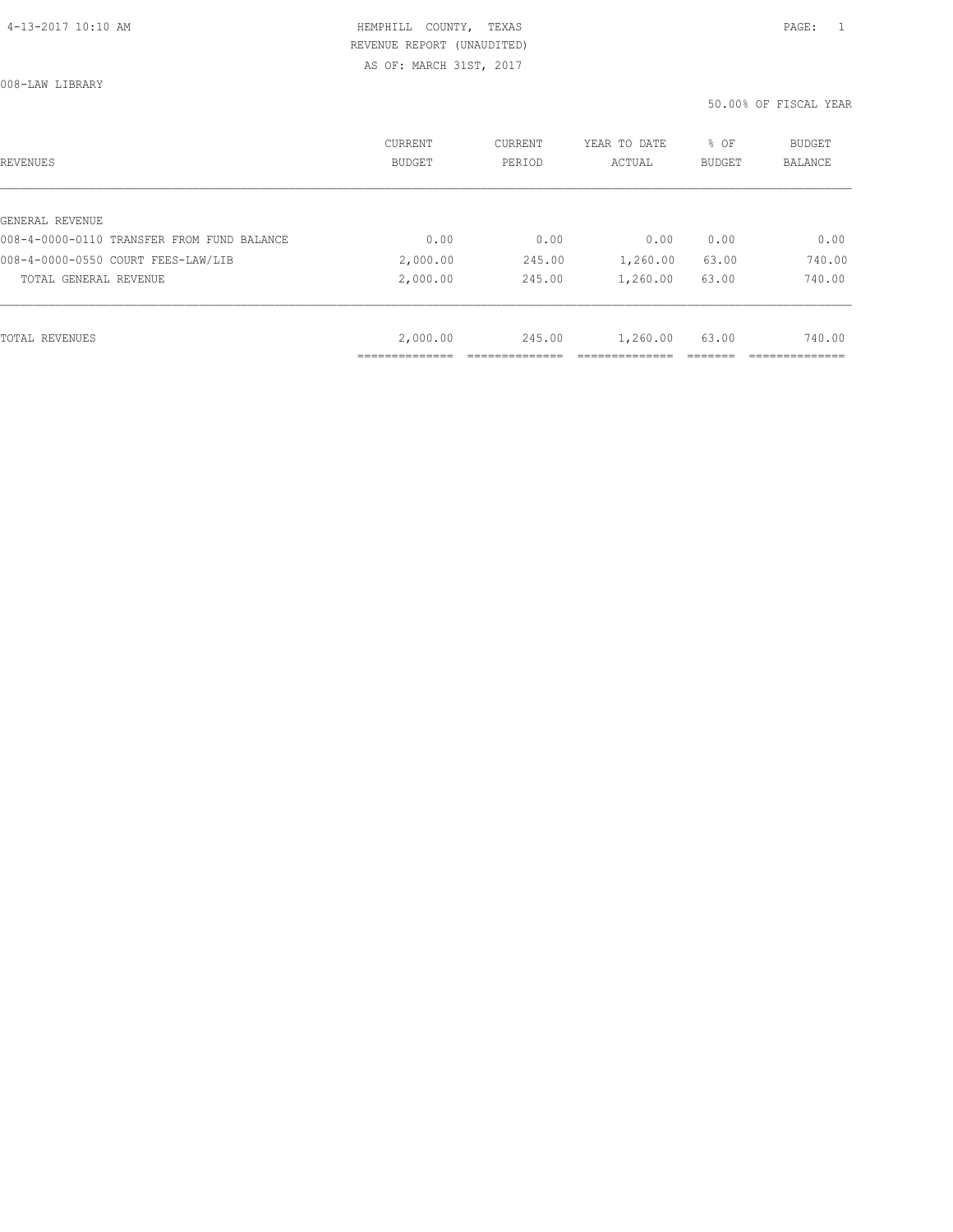HEMPHILL COUNTY, TEXAS
REVENUE REPORT (UNAUDITED)
AS OF: MARCH 31ST, 2017

008-LAW LIBRARY

50.00% OF FISCAL YEAR

| REVENUES | CURRENT BUDGET | CURRENT PERIOD | YEAR TO DATE ACTUAL | % OF BUDGET | BUDGET BALANCE |
|---|---|---|---|---|---|
| GENERAL REVENUE | | | | | |
| 008-4-0000-0110 TRANSFER FROM FUND BALANCE | 0.00 | 0.00 | 0.00 | 0.00 | 0.00 |
| 008-4-0000-0550 COURT FEES-LAW/LIB | 2,000.00 | 245.00 | 1,260.00 | 63.00 | 740.00 |
| TOTAL GENERAL REVENUE | 2,000.00 | 245.00 | 1,260.00 | 63.00 | 740.00 |
| TOTAL REVENUES | 2,000.00 | 245.00 | 1,260.00 | 63.00 | 740.00 |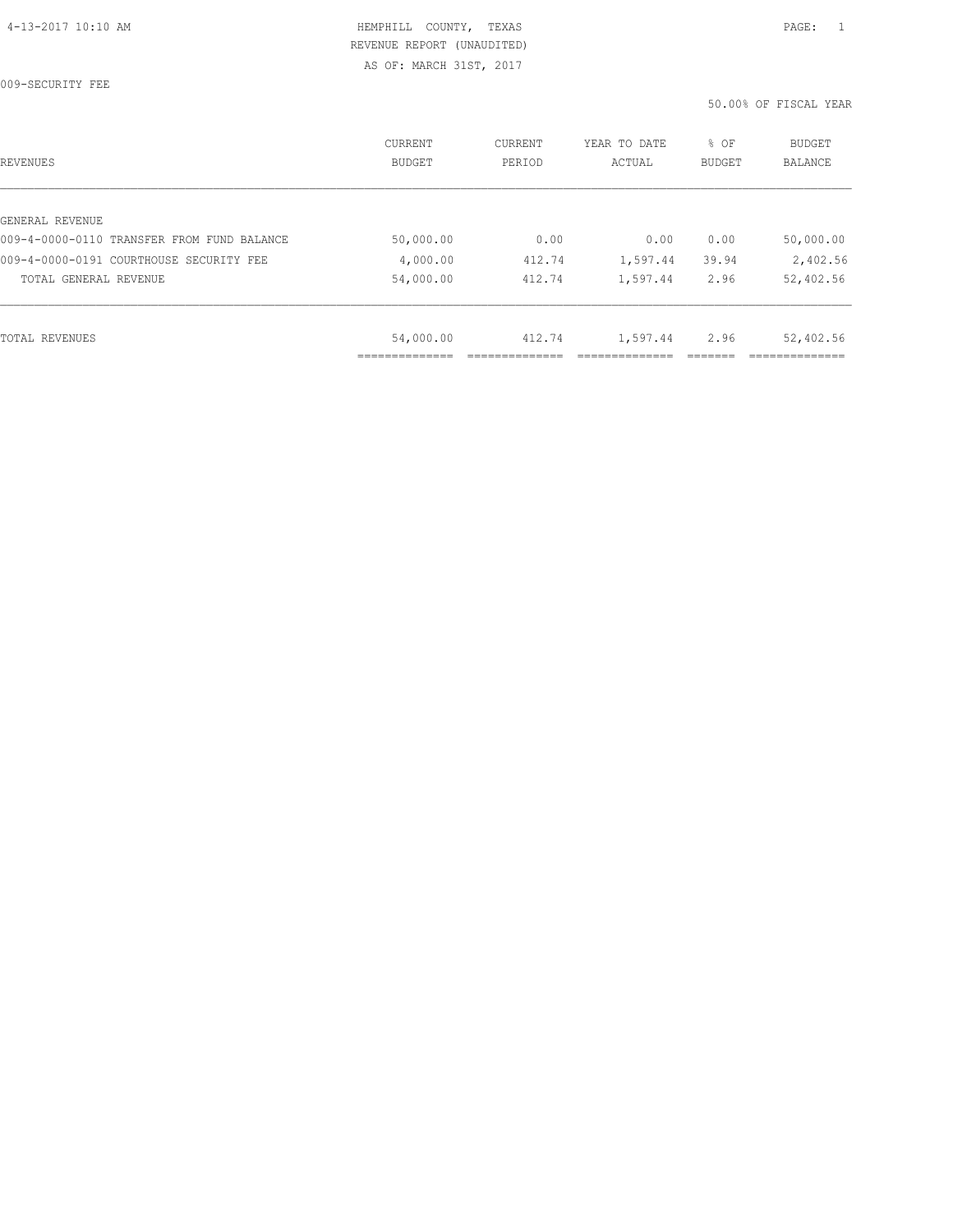HEMPHILL COUNTY, TEXAS
REVENUE REPORT (UNAUDITED)
AS OF: MARCH 31ST, 2017

009-SECURITY FEE

50.00% OF FISCAL YEAR

| REVENUES | CURRENT BUDGET | CURRENT PERIOD | YEAR TO DATE ACTUAL | % OF BUDGET | BUDGET BALANCE |
|---|---|---|---|---|---|
| GENERAL REVENUE | | | | | |
| 009-4-0000-0110 TRANSFER FROM FUND BALANCE | 50,000.00 | 0.00 | 0.00 | 0.00 | 50,000.00 |
| 009-4-0000-0191 COURTHOUSE SECURITY FEE | 4,000.00 | 412.74 | 1,597.44 | 39.94 | 2,402.56 |
| TOTAL GENERAL REVENUE | 54,000.00 | 412.74 | 1,597.44 | 2.96 | 52,402.56 |
| TOTAL REVENUES | 54,000.00 | 412.74 | 1,597.44 | 2.96 | 52,402.56 |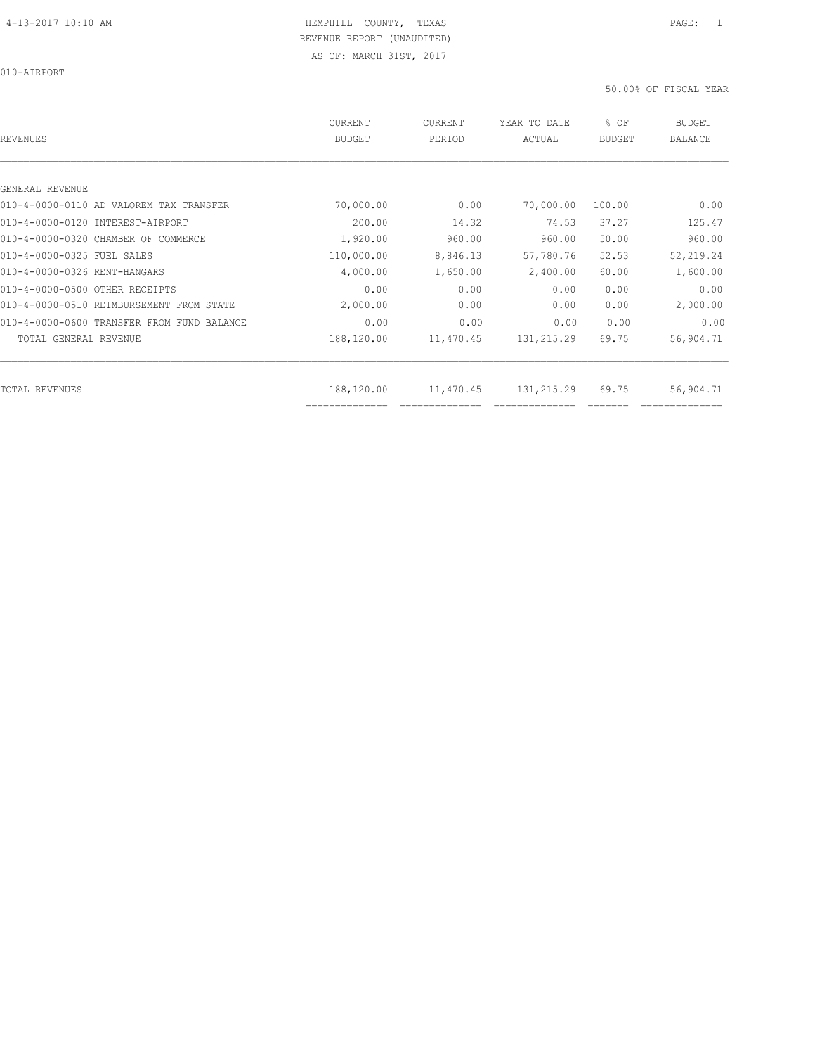HEMPHILL COUNTY, TEXAS
REVENUE REPORT (UNAUDITED)
AS OF: MARCH 31ST, 2017

010-AIRPORT

50.00% OF FISCAL YEAR

| REVENUES | CURRENT BUDGET | CURRENT PERIOD | YEAR TO DATE ACTUAL | % OF BUDGET | BUDGET BALANCE |
|---|---|---|---|---|---|
| GENERAL REVENUE | | | | | |
| 010-4-0000-0110 AD VALOREM TAX TRANSFER | 70,000.00 | 0.00 | 70,000.00 | 100.00 | 0.00 |
| 010-4-0000-0120 INTEREST-AIRPORT | 200.00 | 14.32 | 74.53 | 37.27 | 125.47 |
| 010-4-0000-0320 CHAMBER OF COMMERCE | 1,920.00 | 960.00 | 960.00 | 50.00 | 960.00 |
| 010-4-0000-0325 FUEL SALES | 110,000.00 | 8,846.13 | 57,780.76 | 52.53 | 52,219.24 |
| 010-4-0000-0326 RENT-HANGARS | 4,000.00 | 1,650.00 | 2,400.00 | 60.00 | 1,600.00 |
| 010-4-0000-0500 OTHER RECEIPTS | 0.00 | 0.00 | 0.00 | 0.00 | 0.00 |
| 010-4-0000-0510 REIMBURSEMENT FROM STATE | 2,000.00 | 0.00 | 0.00 | 0.00 | 2,000.00 |
| 010-4-0000-0600 TRANSFER FROM FUND BALANCE | 0.00 | 0.00 | 0.00 | 0.00 | 0.00 |
| TOTAL GENERAL REVENUE | 188,120.00 | 11,470.45 | 131,215.29 | 69.75 | 56,904.71 |
| TOTAL REVENUES | 188,120.00 | 11,470.45 | 131,215.29 | 69.75 | 56,904.71 |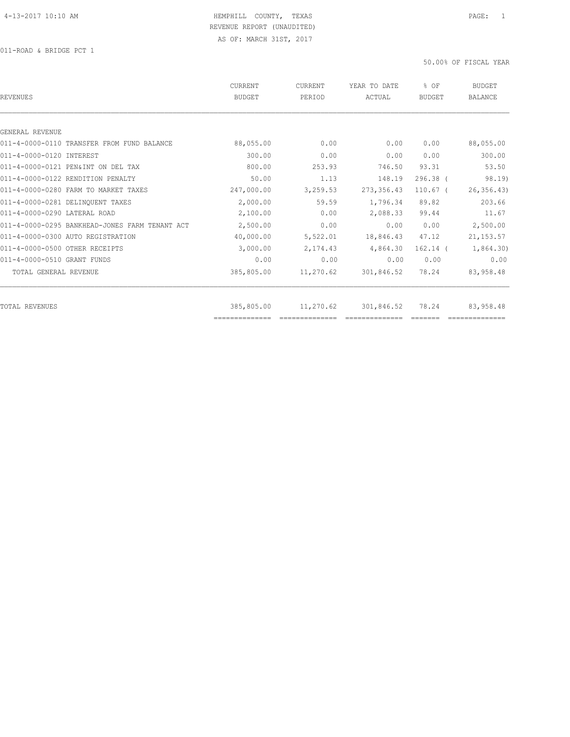4-13-2017 10:10 AM

HEMPHILL COUNTY, TEXAS
REVENUE REPORT (UNAUDITED)
AS OF: MARCH 31ST, 2017

011-ROAD & BRIDGE PCT 1

50.00% OF FISCAL YEAR

| REVENUES | CURRENT BUDGET | CURRENT PERIOD | YEAR TO DATE ACTUAL | % OF BUDGET | BUDGET BALANCE |
|---|---|---|---|---|---|
| GENERAL REVENUE | | | | | |
| 011-4-0000-0110 TRANSFER FROM FUND BALANCE | 88,055.00 | 0.00 | 0.00 | 0.00 | 88,055.00 |
| 011-4-0000-0120 INTEREST | 300.00 | 0.00 | 0.00 | 0.00 | 300.00 |
| 011-4-0000-0121 PEN&INT ON DEL TAX | 800.00 | 253.93 | 746.50 | 93.31 | 53.50 |
| 011-4-0000-0122 RENDITION PENALTY | 50.00 | 1.13 | 148.19 | 296.38 ( | 98.19) |
| 011-4-0000-0280 FARM TO MARKET TAXES | 247,000.00 | 3,259.53 | 273,356.43 | 110.67 ( | 26,356.43) |
| 011-4-0000-0281 DELINQUENT TAXES | 2,000.00 | 59.59 | 1,796.34 | 89.82 | 203.66 |
| 011-4-0000-0290 LATERAL ROAD | 2,100.00 | 0.00 | 2,088.33 | 99.44 | 11.67 |
| 011-4-0000-0295 BANKHEAD-JONES FARM TENANT ACT | 2,500.00 | 0.00 | 0.00 | 0.00 | 2,500.00 |
| 011-4-0000-0300 AUTO REGISTRATION | 40,000.00 | 5,522.01 | 18,846.43 | 47.12 | 21,153.57 |
| 011-4-0000-0500 OTHER RECEIPTS | 3,000.00 | 2,174.43 | 4,864.30 | 162.14 ( | 1,864.30) |
| 011-4-0000-0510 GRANT FUNDS | 0.00 | 0.00 | 0.00 | 0.00 | 0.00 |
| TOTAL GENERAL REVENUE | 385,805.00 | 11,270.62 | 301,846.52 | 78.24 | 83,958.48 |
| TOTAL REVENUES | 385,805.00 | 11,270.62 | 301,846.52 | 78.24 | 83,958.48 |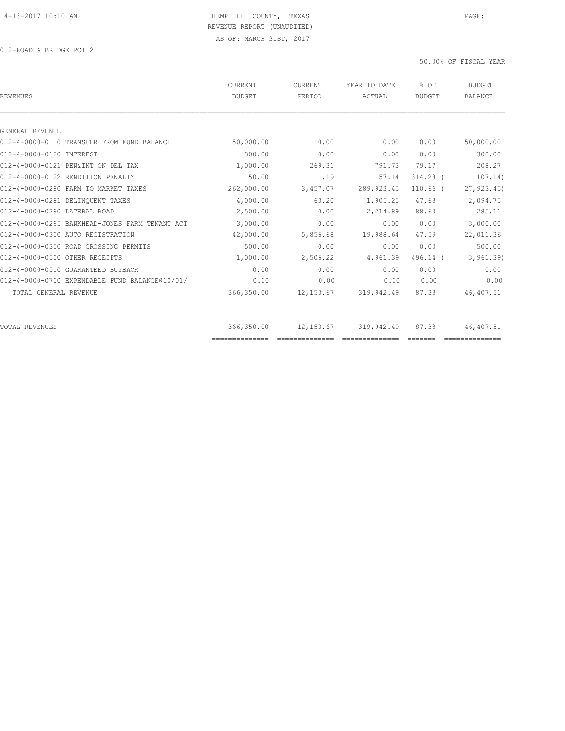HEMPHILL COUNTY, TEXAS
REVENUE REPORT (UNAUDITED)
AS OF: MARCH 31ST, 2017

012-ROAD & BRIDGE PCT 2

50.00% OF FISCAL YEAR

| REVENUES | CURRENT BUDGET | CURRENT PERIOD | YEAR TO DATE ACTUAL | % OF BUDGET | BUDGET BALANCE |
|---|---|---|---|---|---|
| GENERAL REVENUE | | | | | |
| 012-4-0000-0110 TRANSFER FROM FUND BALANCE | 50,000.00 | 0.00 | 0.00 | 0.00 | 50,000.00 |
| 012-4-0000-0120 INTEREST | 300.00 | 0.00 | 0.00 | 0.00 | 300.00 |
| 012-4-0000-0121 PEN&INT ON DEL TAX | 1,000.00 | 269.31 | 791.73 | 79.17 | 208.27 |
| 012-4-0000-0122 RENDITION PENALTY | 50.00 | 1.19 | 157.14 | 314.28 ( | 107.14) |
| 012-4-0000-0280 FARM TO MARKET TAXES | 262,000.00 | 3,457.07 | 289,923.45 | 110.66 ( | 27,923.45) |
| 012-4-0000-0281 DELINQUENT TAXES | 4,000.00 | 63.20 | 1,905.25 | 47.63 | 2,094.75 |
| 012-4-0000-0290 LATERAL ROAD | 2,500.00 | 0.00 | 2,214.89 | 88.60 | 285.11 |
| 012-4-0000-0295 BANKHEAD-JONES FARM TENANT ACT | 3,000.00 | 0.00 | 0.00 | 0.00 | 3,000.00 |
| 012-4-0000-0300 AUTO REGISTRATION | 42,000.00 | 5,856.68 | 19,988.64 | 47.59 | 22,011.36 |
| 012-4-0000-0350 ROAD CROSSING PERMITS | 500.00 | 0.00 | 0.00 | 0.00 | 500.00 |
| 012-4-0000-0500 OTHER RECEIPTS | 1,000.00 | 2,506.22 | 4,961.39 | 496.14 ( | 3,961.39) |
| 012-4-0000-0510 GUARANTEED BUYBACK | 0.00 | 0.00 | 0.00 | 0.00 | 0.00 |
| 012-4-0000-0700 EXPENDABLE FUND BALANCE@10/01/ | 0.00 | 0.00 | 0.00 | 0.00 | 0.00 |
| TOTAL GENERAL REVENUE | 366,350.00 | 12,153.67 | 319,942.49 | 87.33 | 46,407.51 |
| TOTAL REVENUES | 366,350.00 | 12,153.67 | 319,942.49 | 87.33 | 46,407.51 |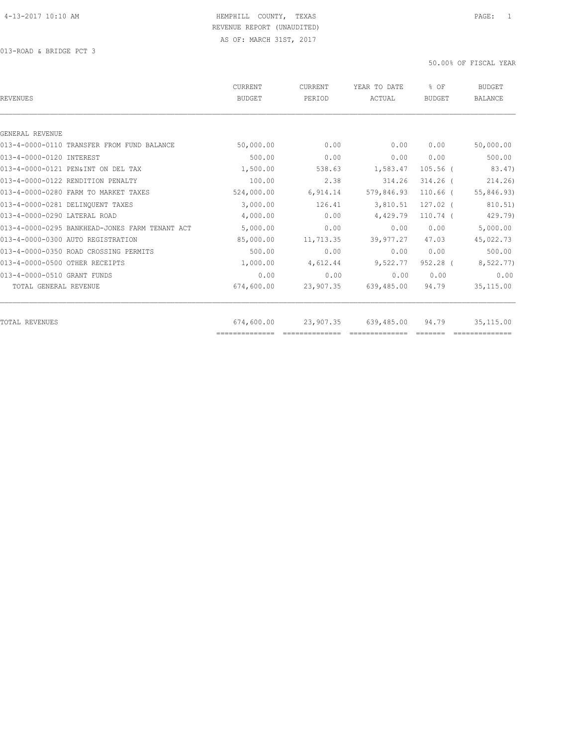HEMPHILL COUNTY, TEXAS
REVENUE REPORT (UNAUDITED)
AS OF: MARCH 31ST, 2017

013-ROAD & BRIDGE PCT 3

50.00% OF FISCAL YEAR

| REVENUES | CURRENT BUDGET | CURRENT PERIOD | YEAR TO DATE ACTUAL | % OF BUDGET | BUDGET BALANCE |
|---|---|---|---|---|---|
| GENERAL REVENUE | | | | | |
| 013-4-0000-0110 TRANSFER FROM FUND BALANCE | 50,000.00 | 0.00 | 0.00 | 0.00 | 50,000.00 |
| 013-4-0000-0120 INTEREST | 500.00 | 0.00 | 0.00 | 0.00 | 500.00 |
| 013-4-0000-0121 PEN&INT ON DEL TAX | 1,500.00 | 538.63 | 1,583.47 | 105.56 | ( 83.47) |
| 013-4-0000-0122 RENDITION PENALTY | 100.00 | 2.38 | 314.26 | 314.26 | ( 214.26) |
| 013-4-0000-0280 FARM TO MARKET TAXES | 524,000.00 | 6,914.14 | 579,846.93 | 110.66 | ( 55,846.93) |
| 013-4-0000-0281 DELINQUENT TAXES | 3,000.00 | 126.41 | 3,810.51 | 127.02 | ( 810.51) |
| 013-4-0000-0290 LATERAL ROAD | 4,000.00 | 0.00 | 4,429.79 | 110.74 | ( 429.79) |
| 013-4-0000-0295 BANKHEAD-JONES FARM TENANT ACT | 5,000.00 | 0.00 | 0.00 | 0.00 | 5,000.00 |
| 013-4-0000-0300 AUTO REGISTRATION | 85,000.00 | 11,713.35 | 39,977.27 | 47.03 | 45,022.73 |
| 013-4-0000-0350 ROAD CROSSING PERMITS | 500.00 | 0.00 | 0.00 | 0.00 | 500.00 |
| 013-4-0000-0500 OTHER RECEIPTS | 1,000.00 | 4,612.44 | 9,522.77 | 952.28 | ( 8,522.77) |
| 013-4-0000-0510 GRANT FUNDS | 0.00 | 0.00 | 0.00 | 0.00 | 0.00 |
| TOTAL GENERAL REVENUE | 674,600.00 | 23,907.35 | 639,485.00 | 94.79 | 35,115.00 |
| TOTAL REVENUES | 674,600.00 | 23,907.35 | 639,485.00 | 94.79 | 35,115.00 |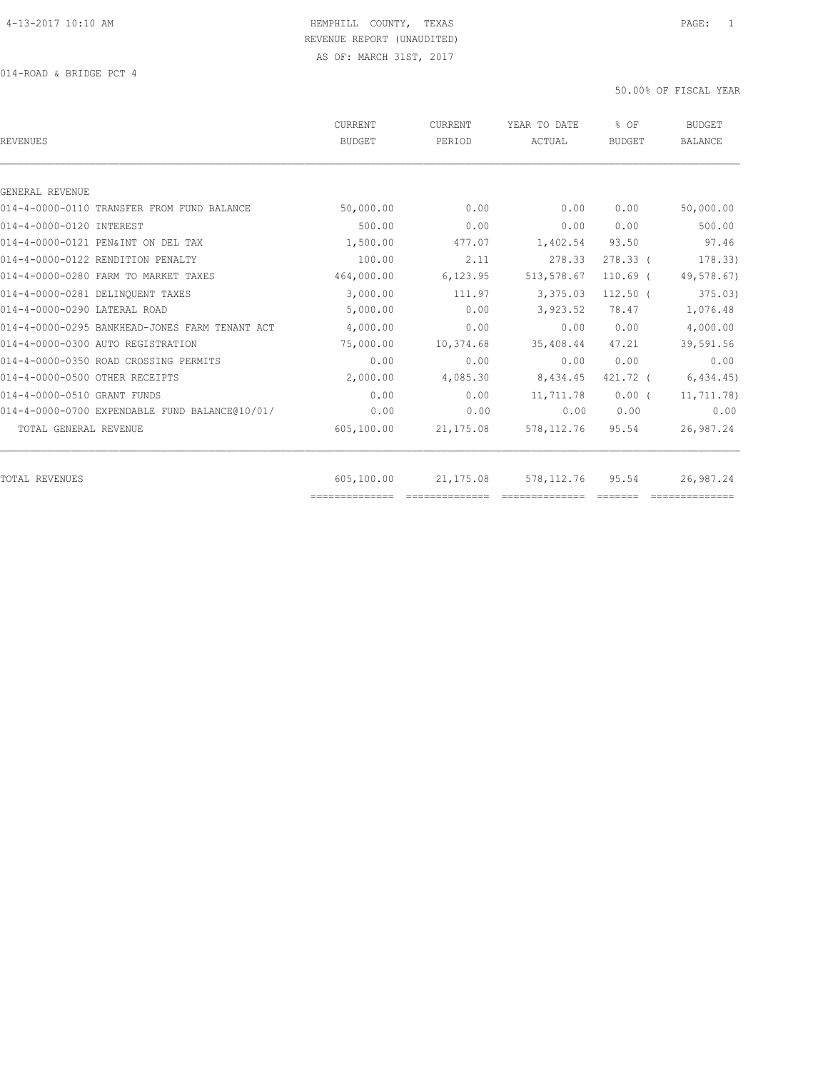HEMPHILL COUNTY, TEXAS
REVENUE REPORT (UNAUDITED)
AS OF: MARCH 31ST, 2017

014-ROAD & BRIDGE PCT 4

50.00% OF FISCAL YEAR

| REVENUES | CURRENT BUDGET | CURRENT PERIOD | YEAR TO DATE ACTUAL | % OF BUDGET | BUDGET BALANCE |
|---|---|---|---|---|---|
| GENERAL REVENUE | | | | | |
| 014-4-0000-0110 TRANSFER FROM FUND BALANCE | 50,000.00 | 0.00 | 0.00 | 0.00 | 50,000.00 |
| 014-4-0000-0120 INTEREST | 500.00 | 0.00 | 0.00 | 0.00 | 500.00 |
| 014-4-0000-0121 PEN&INT ON DEL TAX | 1,500.00 | 477.07 | 1,402.54 | 93.50 | 97.46 |
| 014-4-0000-0122 RENDITION PENALTY | 100.00 | 2.11 | 278.33 | 278.33 | ( 178.33) |
| 014-4-0000-0280 FARM TO MARKET TAXES | 464,000.00 | 6,123.95 | 513,578.67 | 110.69 | ( 49,578.67) |
| 014-4-0000-0281 DELINQUENT TAXES | 3,000.00 | 111.97 | 3,375.03 | 112.50 | ( 375.03) |
| 014-4-0000-0290 LATERAL ROAD | 5,000.00 | 0.00 | 3,923.52 | 78.47 | 1,076.48 |
| 014-4-0000-0295 BANKHEAD-JONES FARM TENANT ACT | 4,000.00 | 0.00 | 0.00 | 0.00 | 4,000.00 |
| 014-4-0000-0300 AUTO REGISTRATION | 75,000.00 | 10,374.68 | 35,408.44 | 47.21 | 39,591.56 |
| 014-4-0000-0350 ROAD CROSSING PERMITS | 0.00 | 0.00 | 0.00 | 0.00 | 0.00 |
| 014-4-0000-0500 OTHER RECEIPTS | 2,000.00 | 4,085.30 | 8,434.45 | 421.72 | ( 6,434.45) |
| 014-4-0000-0510 GRANT FUNDS | 0.00 | 0.00 | 11,711.78 | 0.00 | ( 11,711.78) |
| 014-4-0000-0700 EXPENDABLE FUND BALANCE@10/01/ | 0.00 | 0.00 | 0.00 | 0.00 | 0.00 |
| TOTAL GENERAL REVENUE | 605,100.00 | 21,175.08 | 578,112.76 | 95.54 | 26,987.24 |
| TOTAL REVENUES | 605,100.00 | 21,175.08 | 578,112.76 | 95.54 | 26,987.24 |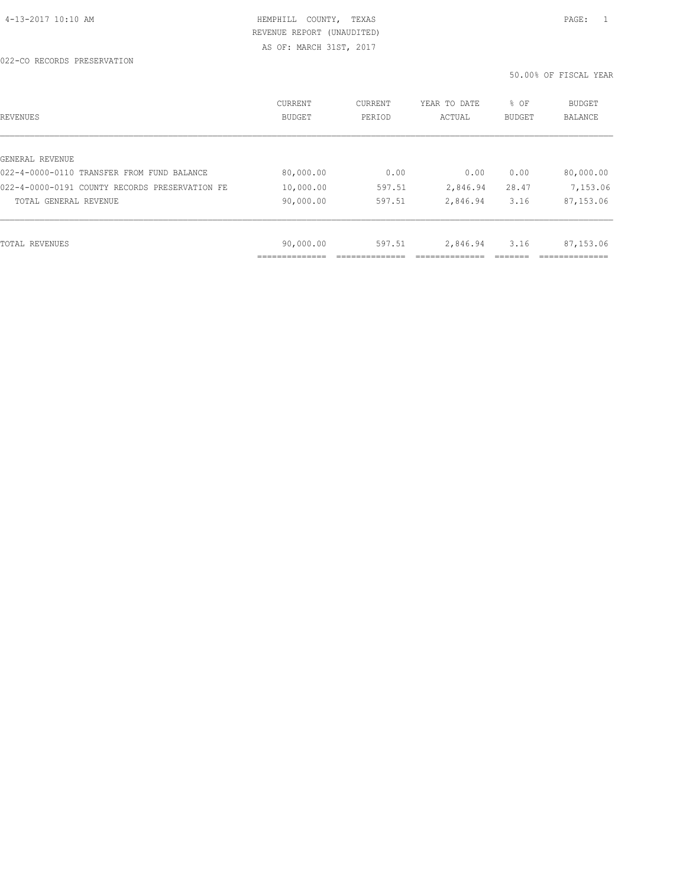HEMPHILL COUNTY, TEXAS
REVENUE REPORT (UNAUDITED)
AS OF: MARCH 31ST, 2017

022-CO RECORDS PRESERVATION

50.00% OF FISCAL YEAR

| REVENUES | CURRENT BUDGET | CURRENT PERIOD | YEAR TO DATE ACTUAL | % OF BUDGET | BUDGET BALANCE |
|---|---|---|---|---|---|
| GENERAL REVENUE | | | | | |
| 022-4-0000-0110 TRANSFER FROM FUND BALANCE | 80,000.00 | 0.00 | 0.00 | 0.00 | 80,000.00 |
| 022-4-0000-0191 COUNTY RECORDS PRESERVATION FE | 10,000.00 | 597.51 | 2,846.94 | 28.47 | 7,153.06 |
| TOTAL GENERAL REVENUE | 90,000.00 | 597.51 | 2,846.94 | 3.16 | 87,153.06 |
| TOTAL REVENUES | 90,000.00 | 597.51 | 2,846.94 | 3.16 | 87,153.06 |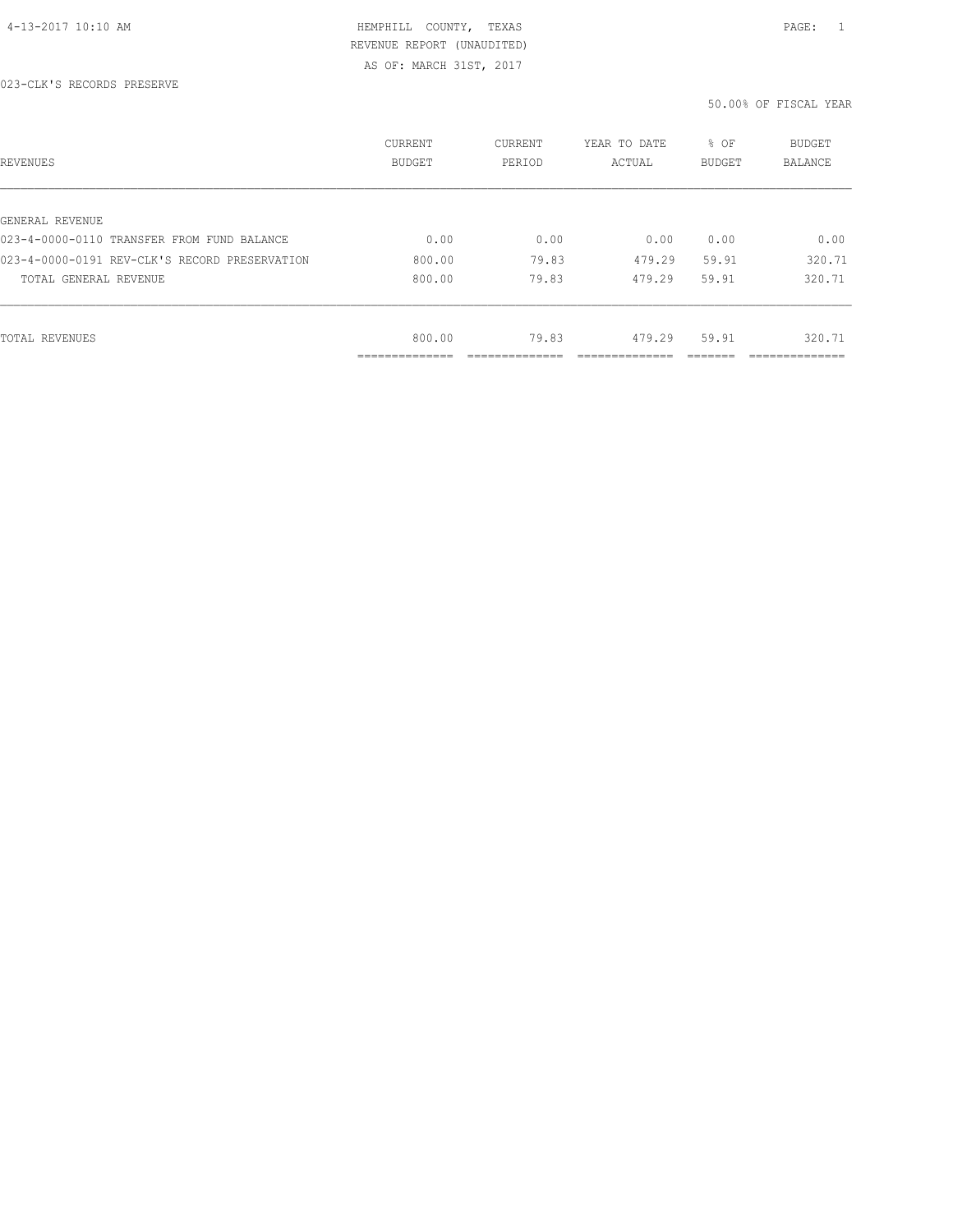HEMPHILL COUNTY, TEXAS
REVENUE REPORT (UNAUDITED)
AS OF: MARCH 31ST, 2017

023-CLK'S RECORDS PRESERVE

50.00% OF FISCAL YEAR

| REVENUES | CURRENT BUDGET | CURRENT PERIOD | YEAR TO DATE ACTUAL | % OF BUDGET | BUDGET BALANCE |
|---|---|---|---|---|---|
| GENERAL REVENUE | | | | | |
| 023-4-0000-0110 TRANSFER FROM FUND BALANCE | 0.00 | 0.00 | 0.00 | 0.00 | 0.00 |
| 023-4-0000-0191 REV-CLK'S RECORD PRESERVATION | 800.00 | 79.83 | 479.29 | 59.91 | 320.71 |
| TOTAL GENERAL REVENUE | 800.00 | 79.83 | 479.29 | 59.91 | 320.71 |
| TOTAL REVENUES | 800.00 | 79.83 | 479.29 | 59.91 | 320.71 |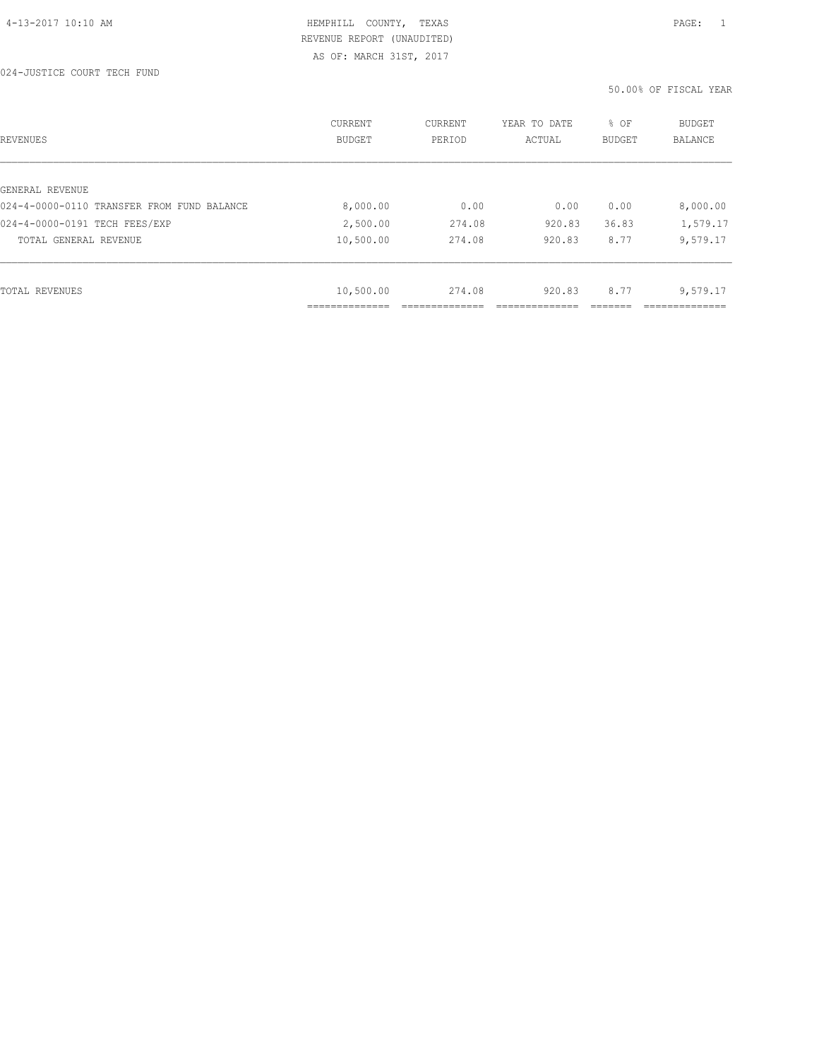HEMPHILL COUNTY, TEXAS
REVENUE REPORT (UNAUDITED)
AS OF: MARCH 31ST, 2017

024-JUSTICE COURT TECH FUND

50.00% OF FISCAL YEAR

| REVENUES | CURRENT BUDGET | CURRENT PERIOD | YEAR TO DATE ACTUAL | % OF BUDGET | BUDGET BALANCE |
|---|---|---|---|---|---|
| GENERAL REVENUE | | | | | |
| 024-4-0000-0110 TRANSFER FROM FUND BALANCE | 8,000.00 | 0.00 | 0.00 | 0.00 | 8,000.00 |
| 024-4-0000-0191 TECH FEES/EXP | 2,500.00 | 274.08 | 920.83 | 36.83 | 1,579.17 |
| TOTAL GENERAL REVENUE | 10,500.00 | 274.08 | 920.83 | 8.77 | 9,579.17 |
| TOTAL REVENUES | 10,500.00 | 274.08 | 920.83 | 8.77 | 9,579.17 |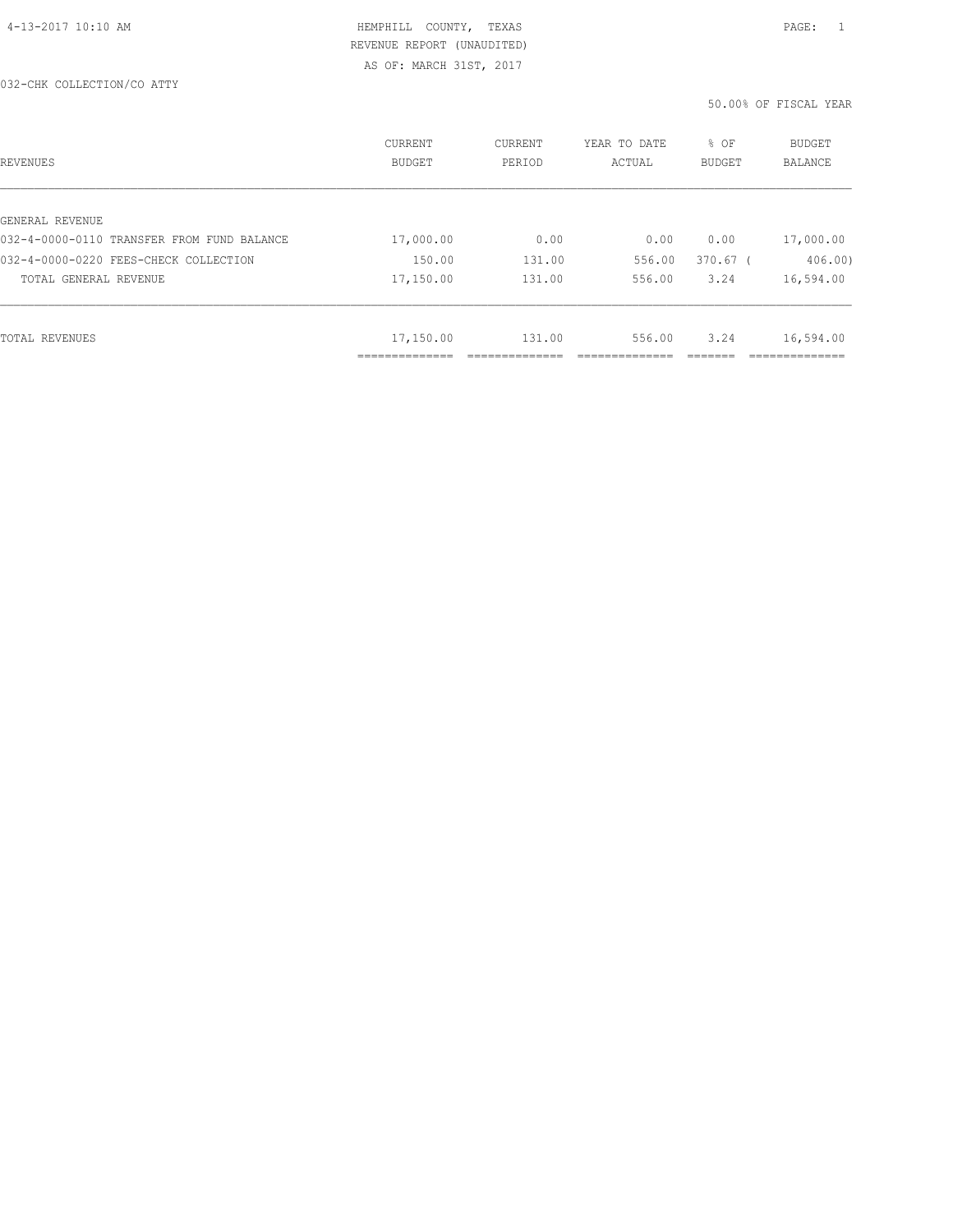HEMPHILL COUNTY, TEXAS
REVENUE REPORT (UNAUDITED)
AS OF: MARCH 31ST, 2017

032-CHK COLLECTION/CO ATTY

50.00% OF FISCAL YEAR

| REVENUES | CURRENT BUDGET | CURRENT PERIOD | YEAR TO DATE ACTUAL | % OF BUDGET | BUDGET BALANCE |
|---|---|---|---|---|---|
| GENERAL REVENUE | | | | | |
| 032-4-0000-0110 TRANSFER FROM FUND BALANCE | 17,000.00 | 0.00 | 0.00 | 0.00 | 17,000.00 |
| 032-4-0000-0220 FEES-CHECK COLLECTION | 150.00 | 131.00 | 556.00 | 370.67 | ( 406.00) |
| TOTAL GENERAL REVENUE | 17,150.00 | 131.00 | 556.00 | 3.24 | 16,594.00 |
| TOTAL REVENUES | 17,150.00 | 131.00 | 556.00 | 3.24 | 16,594.00 |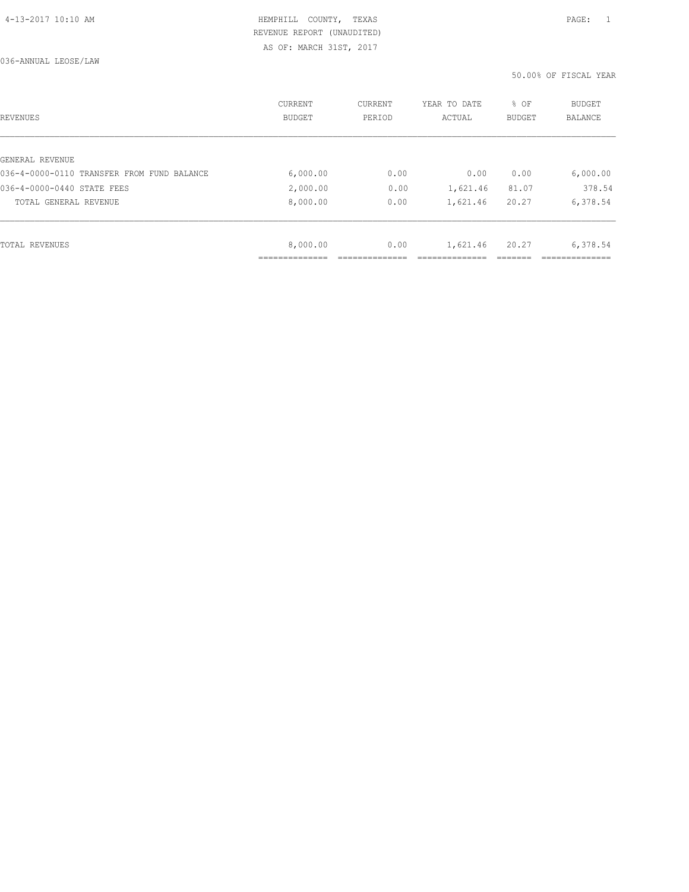HEMPHILL COUNTY, TEXAS
REVENUE REPORT (UNAUDITED)
AS OF: MARCH 31ST, 2017

036-ANNUAL LEOSE/LAW

50.00% OF FISCAL YEAR

| REVENUES | CURRENT BUDGET | CURRENT PERIOD | YEAR TO DATE ACTUAL | % OF BUDGET | BUDGET BALANCE |
|---|---|---|---|---|---|
| GENERAL REVENUE | | | | | |
| 036-4-0000-0110 TRANSFER FROM FUND BALANCE | 6,000.00 | 0.00 | 0.00 | 0.00 | 6,000.00 |
| 036-4-0000-0440 STATE FEES | 2,000.00 | 0.00 | 1,621.46 | 81.07 | 378.54 |
| TOTAL GENERAL REVENUE | 8,000.00 | 0.00 | 1,621.46 | 20.27 | 6,378.54 |
| TOTAL REVENUES | 8,000.00 | 0.00 | 1,621.46 | 20.27 | 6,378.54 |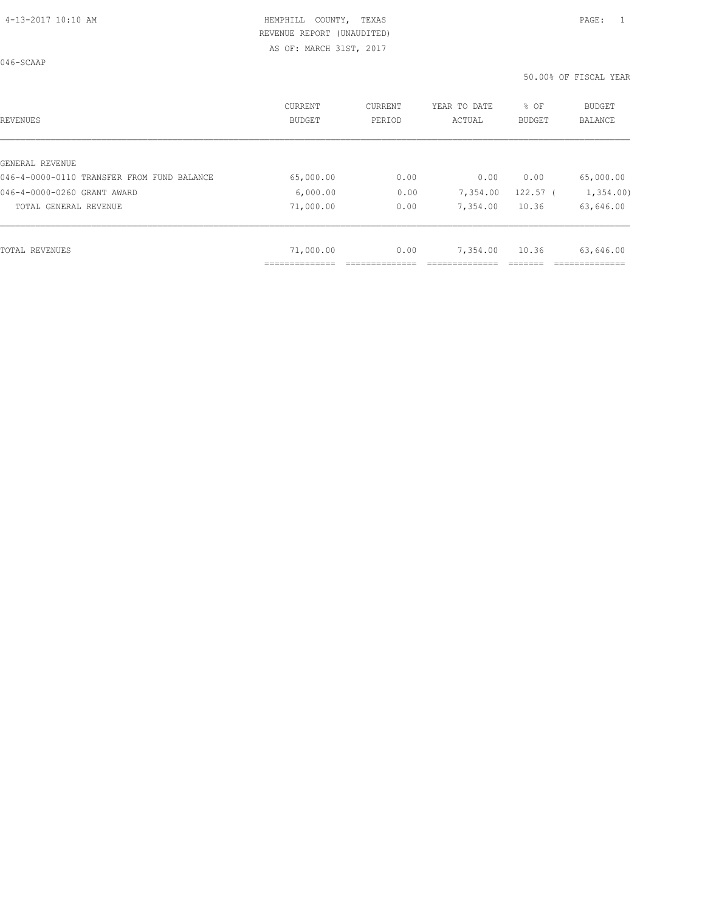HEMPHILL COUNTY, TEXAS

REVENUE REPORT (UNAUDITED)

AS OF: MARCH 31ST, 2017

046-SCAAP

50.00% OF FISCAL YEAR

| REVENUES | CURRENT BUDGET | CURRENT PERIOD | YEAR TO DATE ACTUAL | % OF BUDGET | BUDGET BALANCE |
|---|---|---|---|---|---|
| GENERAL REVENUE | | | | | |
| 046-4-0000-0110 TRANSFER FROM FUND BALANCE | 65,000.00 | 0.00 | 0.00 | 0.00 | 65,000.00 |
| 046-4-0000-0260 GRANT AWARD | 6,000.00 | 0.00 | 7,354.00 | 122.57 | ( 1,354.00) |
| TOTAL GENERAL REVENUE | 71,000.00 | 0.00 | 7,354.00 | 10.36 | 63,646.00 |
| TOTAL REVENUES | 71,000.00 | 0.00 | 7,354.00 | 10.36 | 63,646.00 |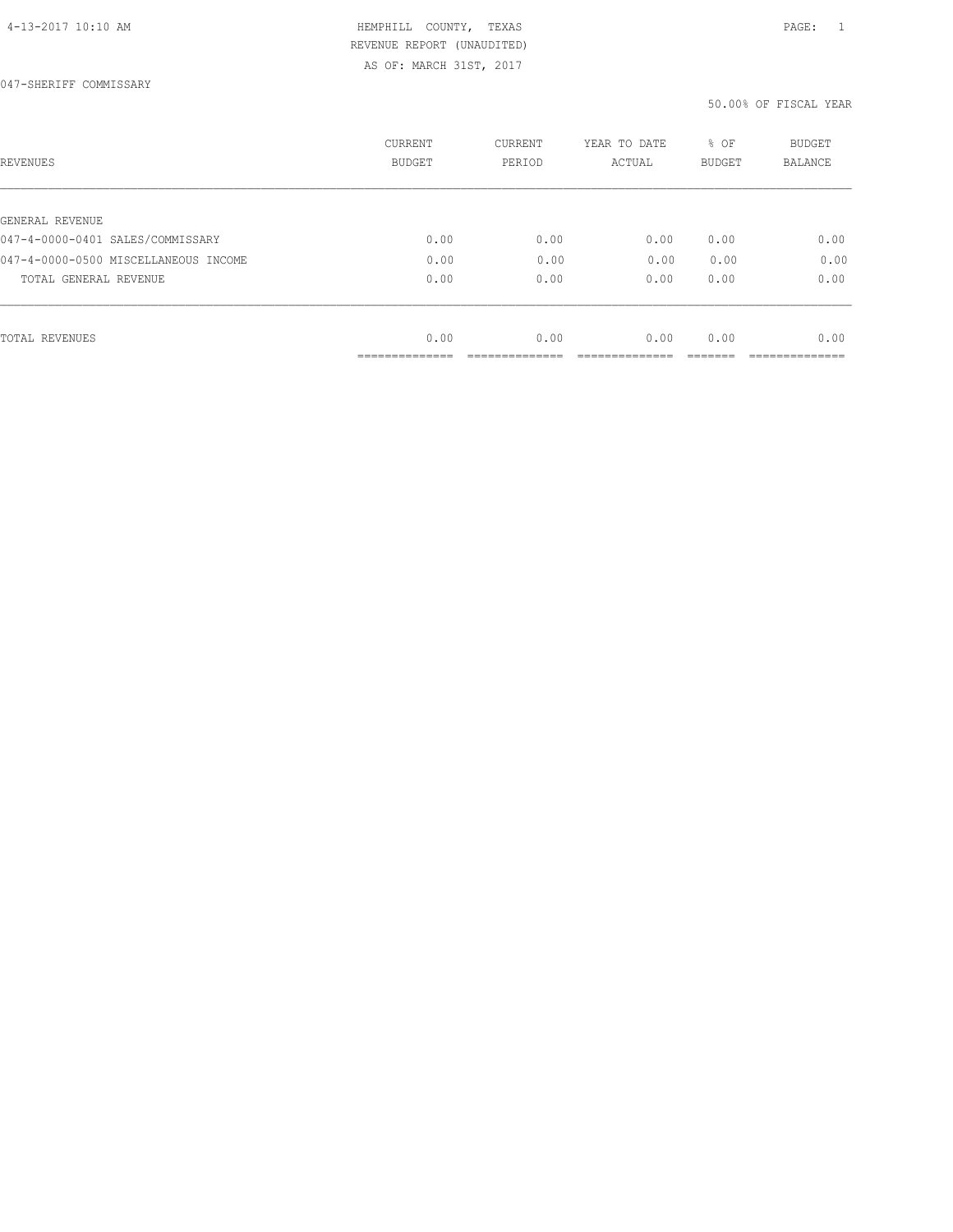HEMPHILL COUNTY, TEXAS
REVENUE REPORT (UNAUDITED)
AS OF: MARCH 31ST, 2017

047-SHERIFF COMMISSARY

50.00% OF FISCAL YEAR

| REVENUES | CURRENT BUDGET | CURRENT PERIOD | YEAR TO DATE ACTUAL | % OF BUDGET | BUDGET BALANCE |
|---|---|---|---|---|---|
| GENERAL REVENUE | | | | | |
| 047-4-0000-0401 SALES/COMMISSARY | 0.00 | 0.00 | 0.00 | 0.00 | 0.00 |
| 047-4-0000-0500 MISCELLANEOUS INCOME | 0.00 | 0.00 | 0.00 | 0.00 | 0.00 |
| TOTAL GENERAL REVENUE | 0.00 | 0.00 | 0.00 | 0.00 | 0.00 |
| TOTAL REVENUES | 0.00 | 0.00 | 0.00 | 0.00 | 0.00 |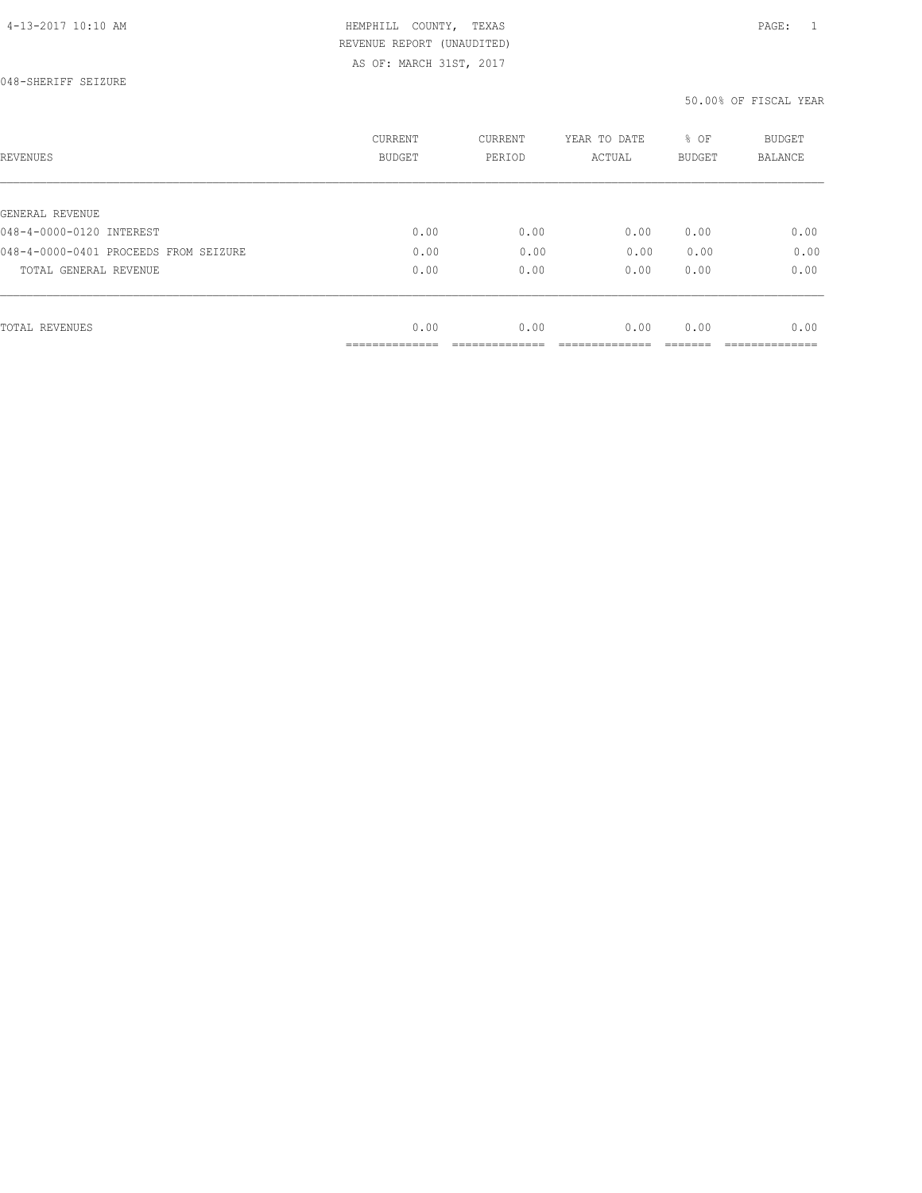HEMPHILL COUNTY, TEXAS
REVENUE REPORT (UNAUDITED)
AS OF: MARCH 31ST, 2017

048-SHERIFF SEIZURE

50.00% OF FISCAL YEAR

| REVENUES | CURRENT BUDGET | CURRENT PERIOD | YEAR TO DATE ACTUAL | % OF BUDGET | BUDGET BALANCE |
|---|---|---|---|---|---|
| GENERAL REVENUE | | | | | |
| 048-4-0000-0120 INTEREST | 0.00 | 0.00 | 0.00 | 0.00 | 0.00 |
| 048-4-0000-0401 PROCEEDS FROM SEIZURE | 0.00 | 0.00 | 0.00 | 0.00 | 0.00 |
| TOTAL GENERAL REVENUE | 0.00 | 0.00 | 0.00 | 0.00 | 0.00 |
| TOTAL REVENUES | 0.00 | 0.00 | 0.00 | 0.00 | 0.00 |